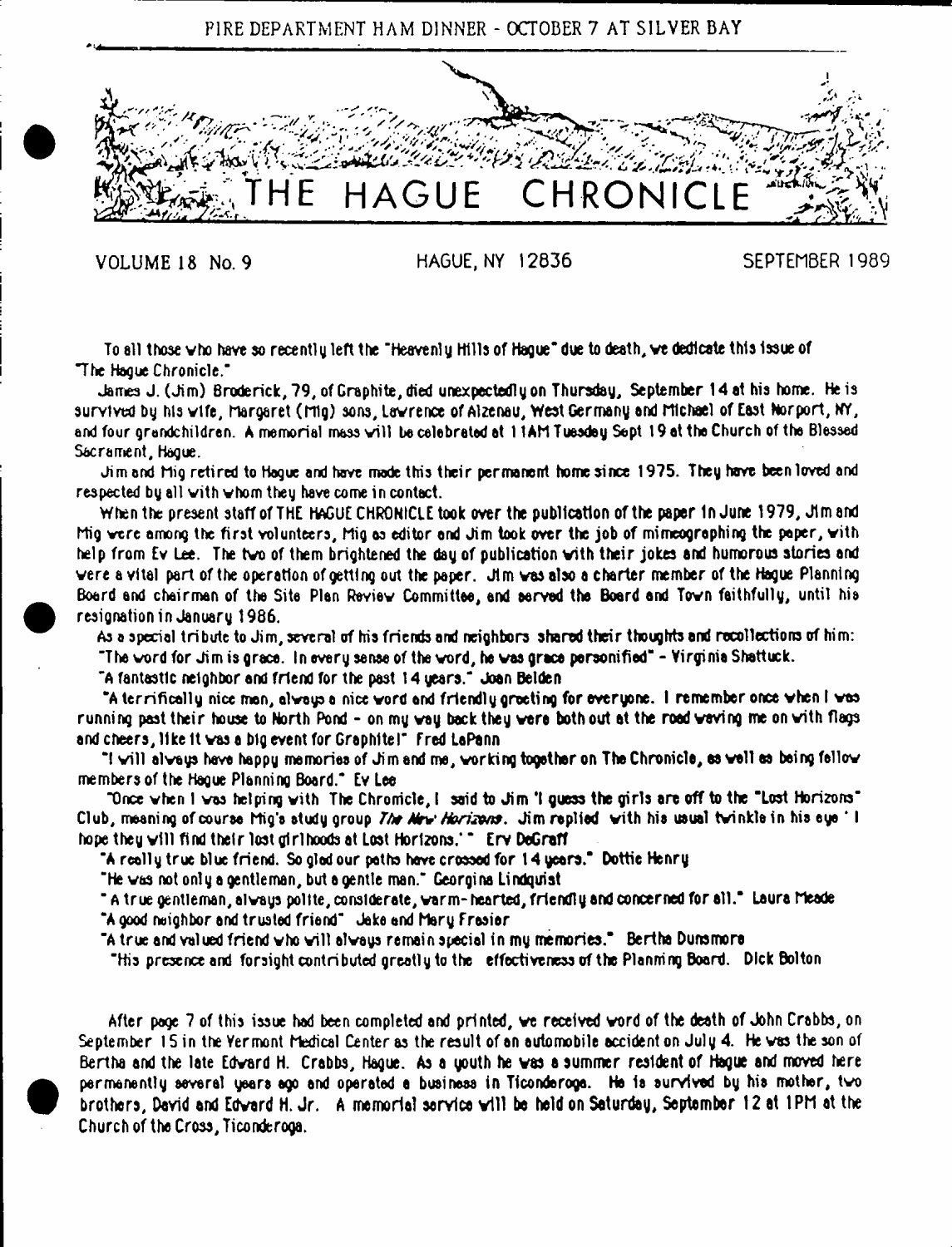FIRE DEPARTMENT HAM DINNER - OCTOBER 7 AT SILVER BAY

# THE HAGUE CHRONICLE

VOLUME 18 No. 9 HAGUE, NY 12836 SEPTEMBER 1989

To all those who have so recently left the "Heavenly Hills of Hague" due to death, we dedicate this issue of "The Hague Chronicle."

James J. (Jim) Broderick, 79, of Graphite, died unexpectedly on Thursday, September 14 at his home. He is survived by his wife, Margaret (Mig) sons, Lawrence of Alzenau, West Germany and Michael of East Norport, NY, and four grandchildren. A memorial mass will be celebrated at 11AM Tuesday Sept 19 at the Church of the Blessed Sacrament, Hague.

Jim and Mig retired to Hague and have made this their permanent home since 1975. They have been loved and respected by all with whom they have come in contact.

When the present staff of THE HAGUE CHRONICLE took over the publication of the paper in June 1979, Jim and Mig were among the first volunteers, Mig as editor and Jim took over the job of mimeographing the paper, with help from Ev Lee. The two of them brightened the day of publication with their jokes and humorous stories and were a vital part of the operation of getting out the paper. Jim was also a charter member of the Hague Planning Board and chairman of the Site Plan Review Committee, and served the Board and Town faithfully, until his resignation in January 1986.

As a special tribute to Jim, several of his friends and neighbors shared their thoughts and recollections of him:

"The word for Jim is grace. In every sense of the word, he was grace personified" - Virginia Shattuck.

"A fantastic neighbor and friend for the past 14 years." Joan Belden

"A terrifically nice man, always a nice word and friendly greeting for everyone. I remember once when I was running past their house to North Pond - on my way back they were both out at the road waving me on with flags and cheers, like it was a big event for Graphite!" Fred LaPann

"I will always have happy memories of Jim and me, working together on The Chronicle, as well as being fellow members of the Hague Planning Board." Ev Lee

"Once when I was helping with The Chronicle, I said to Jim 'I guess the girls are off to the "Lost Horizons" Club, meaning of course Mig's study group *The New Horizons*. Jim replied with his usual twinkle in his eye ' I hope they will find their lost girlhoods at Lost Horizons.' " Erv DeGraff

"A really true blue friend. So glad our paths have crossed for 14 years." Dottie Henry

"He was not only a gentleman, but a gentle man." Georgina Lindquist

" A true gentleman, always polite, considerate, warm-hearted, friendly and concerned for all." Laura Meade

"A good neighbor and trusted friend" Jake and Mary Frasier

"A true and valued friend who will always remain special in my memories." Bertha Dunsmore

"His presence and forsight contributed greatly to the effectiveness of the Planning Board. Dick Bolton

After page 7 of this issue had been completed and printed, we received word of the death of John Crabbs, on September 15 in the Vermont Medical Center as the result of an automobile accident on July 4. He was the son of Bertha and the late Edward H. Crabbs, Hague. As a youth he was a summer resident of Hague and moved here permanently several years ago and operated a business in Ticonderoga. He is survived by his mother, two brothers, David and Edward H. Jr. A memorial service will be held on Saturday, September 12 at 1PM at the Church of the Cross, Ticonderoga.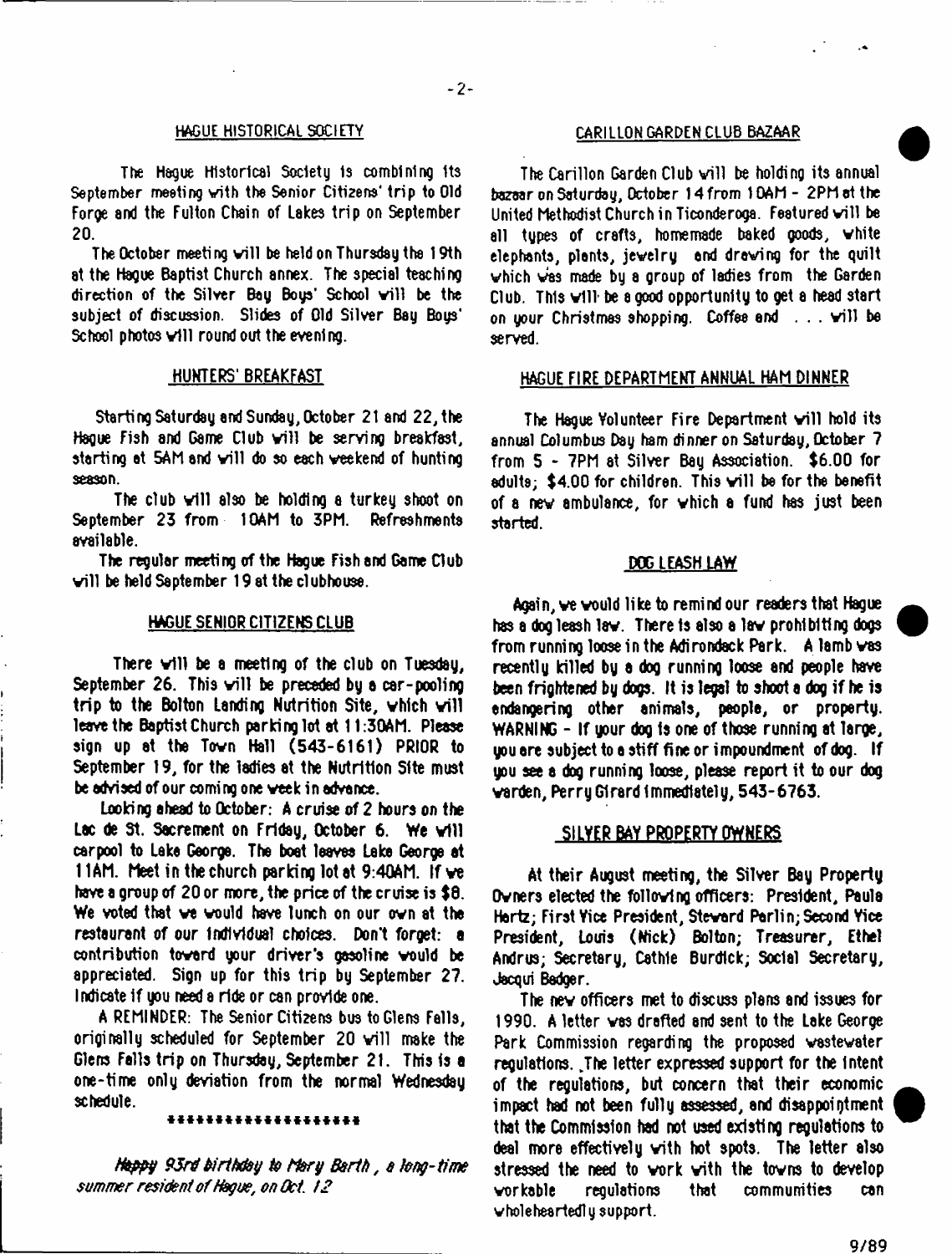## HAGUE HISTORICAL SOCIETY

The Hague Historical Society is combining its September meeting with the Senior Citizens' trip to Old Forge and the Fulton Chain of Lakes trip on September 20.

The October meeting will be held on Thursday the 19th at the Hague Baptist Church annex. The special teaching direction of the Silver Bay Boys' School will be the subject of discussion. Slides of Old Silver Bay Boys' School photos will round out the evening.

## HUNTERS' BREAKFAST

Starting Saturday and Sunday, October 21 and 22, the Hague Fish and Game Club will be serving breakfast, starting at 5AM and will do so each weekend of hunting season.

The club will also be holding a turkey shoot on September 23 from 10AM to 3PM. Refreshments available.

The regular meeting of the Hague Fish and Game Club will be held September 19 at the clubhouse.

## HAGUE SENIOR CITIZENS CLUB

There will be a meeting of the club on Tuesday, September 26. This will be preceded by a car-pooling trip to the Bolton Landing Nutrition Site, which will leave the Baptist Church parking lot at 11:30AM. Please sign up at the Town Hall (543-6161) PRIOR to September 19, for the ladies at the Nutrition Site must be advised of our coming one week in advance.

Looking ahead to October: A cruise of 2 hours on the Lac de St. Sacrement on Friday, October 6. We will carpool to Lake George. The boat leaves Lake George at 11AM. Meet in the church parking lot at 9:40AM. If we have a group of 20 or more, the price of the cruise is $8. We voted that we would have lunch on our own at the restaurant of our individual choices. Don't forget: a contribution toward your driver's gasoline would be appreciated. Sign up for this trip by September 27. Indicate if you need a ride or can provide one.

A REMINDER: The Senior Citizens bus to Glens Falls, originally scheduled for September 20 will make the Glens Falls trip on Thursday, September 21. This is a one-time only deviation from the normal Wednesday schedule.

********************

*Happy 93rd birthday to Mary Barth, a long-time summer resident of Hague, on Oct. 12*

## CARILLON GARDEN CLUB BAZAAR

The Carillon Garden Club will be holding its annual bazaar on Saturday, October 14 from 10AM - 2PM at the United Methodist Church in Ticonderoga. Featured will be all types of crafts, homemade baked goods, white elephants, plants, jewelry and drawing for the quilt which was made by a group of ladies from the Garden Club. This will be a good opportunity to get a head start on your Christmas shopping. Coffee and . . . will be served.

## HAGUE FIRE DEPARTMENT ANNUAL HAM DINNER

The Hague Volunteer Fire Department will hold its annual Columbus Day ham dinner on Saturday, October 7 from 5 - 7PM at Silver Bay Association. $6.00 for adults; $4.00 for children. This will be for the benefit of a new ambulance, for which a fund has just been started.

## DOG LEASH LAW

Again, we would like to remind our readers that Hague has a dog leash law. There is also a law prohibiting dogs from running loose in the Adirondack Park. A lamb was recently killed by a dog running loose and people have been frightened by dogs. It is legal to shoot a dog if he is endangering other animals, people, or property. WARNING - If your dog is one of those running at large, you are subject to a stiff fine or impoundment of dog. If you see a dog running loose, please report it to our dog warden, Perry Girard immediately, 543-6763.

## SILVER BAY PROPERTY OWNERS

At their August meeting, the Silver Bay Property Owners elected the following officers: President, Paula Hertz; First Vice President, Steward Perlin; Second Vice President, Louis (Nick) Bolton; Treasurer, Ethel Andrus; Secretary, Cathie Burdick; Social Secretary, Jacqui Badger.

The new officers met to discuss plans and issues for 1990. A letter was drafted and sent to the Lake George Park Commission regarding the proposed wastewater regulations. The letter expressed support for the intent of the regulations, but concern that their economic impact had not been fully assessed, and disappointment that the Commission had not used existing regulations to deal more effectively with hot spots. The letter also stressed the need to work with the towns to develop workable regulations that communities can wholeheartedly support.

9/89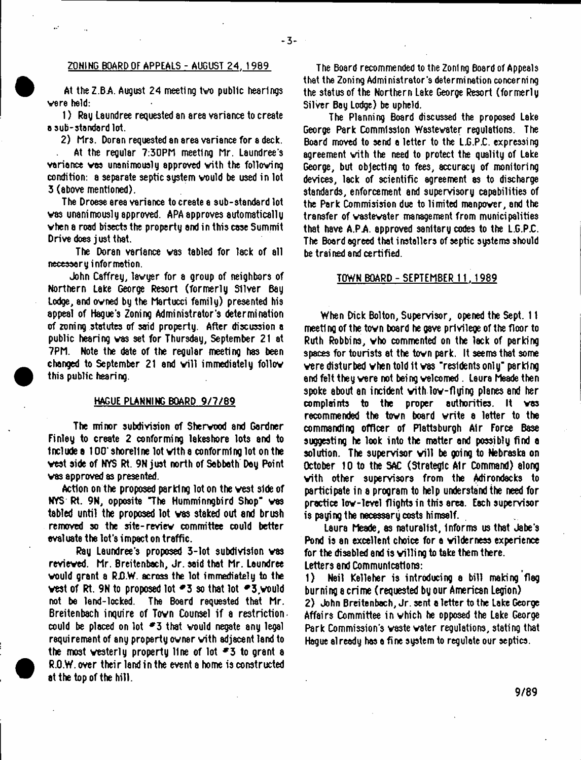## ZONING BOARD OF APPEALS - AUGUST 24, 1989

At the Z.B.A. August 24 meeting two public hearings were held:

1) Ray Laundree requested an area variance to create a sub-standard lot.

2) Mrs. Doran requested an area variance for a deck.

At the regular 7:30PM meeting Mr. Laundree's variance was unanimously approved with the following condition: a separate septic system would be used in lot 3 (above mentioned).

The Droese area variance to create a sub-standard lot was unanimously approved. APA approves automatically when a road bisects the property and in this case Summit Drive does just that.

The Doran variance was tabled for lack of all necessary information.

John Caffrey, lawyer for a group of neighbors of Northern Lake George Resort (formerly Silver Bay Lodge, and owned by the Martucci family) presented his appeal of Hague's Zoning Administrator's determination of zoning statutes of said property. After discussion a public hearing was set for Thursday, September 21 at 7PM. Note the date of the regular meeting has been changed to September 21 and will immediately follow this public hearing.

## HAGUE PLANNING BOARD 9/7/89

The minor subdivision of Sherwood and Gardner Finley to create 2 conforming lakeshore lots and to include a 100' shoreline lot with a conforming lot on the west side of NYS Rt. 9N just north of Sabbath Day Point was approved as presented.

Action on the proposed parking lot on the west side of NYS Rt. 9N, opposite "The Hummingbird Shop" was tabled until the proposed lot was staked out and brush removed so the site-review committee could better evaluate the lot's impact on traffic.

Ray Laundree's proposed 3-lot subdivision was reviewed. Mr. Breitenbach, Jr. said that Mr. Laundree would grant a R.O.W. across the lot immediately to the west of Rt. 9N to proposed lot #3 so that lot #3 would not be land-locked. The Board requested that Mr. Breitenbach inquire of Town Counsel if a restriction could be placed on lot #3 that would negate any legal requirement of any property owner with adjacent land to the most westerly property line of lot #3 to grant a R.O.W. over their land in the event a home is constructed at the top of the hill.

The Board recommended to the Zoning Board of Appeals that the Zoning Administrator's determination concerning the status of the Northern Lake George Resort (formerly Silver Bay Lodge) be upheld.

The Planning Board discussed the proposed Lake George Park Commission Wastewater regulations. The Board moved to send a letter to the L.G.P.C. expressing agreement with the need to protect the quality of Lake George, but objecting to fees, accuracy of monitoring devices, lack of scientific agreement as to discharge standards, enforcement and supervisory capabilities of the Park Commisision due to limited manpower, and the transfer of wastewater management from municipalities that have A.P.A. approved sanitary codes to the L.G.P.C. The Board agreed that installers of septic systems should be trained and certified.

## TOWN BOARD - SEPTEMBER 11, 1989

When Dick Bolton, Supervisor, opened the Sept. 11 meeting of the town board he gave privilege of the floor to Ruth Robbins, who commented on the lack of parking spaces for tourists at the town park. It seems that some were disturbed when told it was "residents only" parking and felt they were not being welcomed. Laura Meade then spoke about an incident with low-flying planes and her complaints to the proper authorities. It was recommended the town board write a letter to the commanding officer of Plattsburgh Air Force Base suggesting he look into the matter and possibly find a solution. The supervisor will be going to Nebraska on October 10 to the SAC (Strategic Air Command) along with other supervisors from the Adirondacks to participate in a program to help understand the need for practice low-level flights in this area. Each supervisor is paying the necessary costs himself.

Laura Meade, as naturalist, informs us that Jabe's Pond is an excellent choice for a wilderness experience for the disabled and is willing to take them there.

Letters and Communications:

1) Neil Kelleher is introducing a bill making flag burning a crime (requested by our American Legion)

2) John Breitenbach, Jr. sent a letter to the Lake George Affairs Committee in which he opposed the Lake George Park Commission's waste water regulations, stating that Hague already has a fine system to regulate our septics.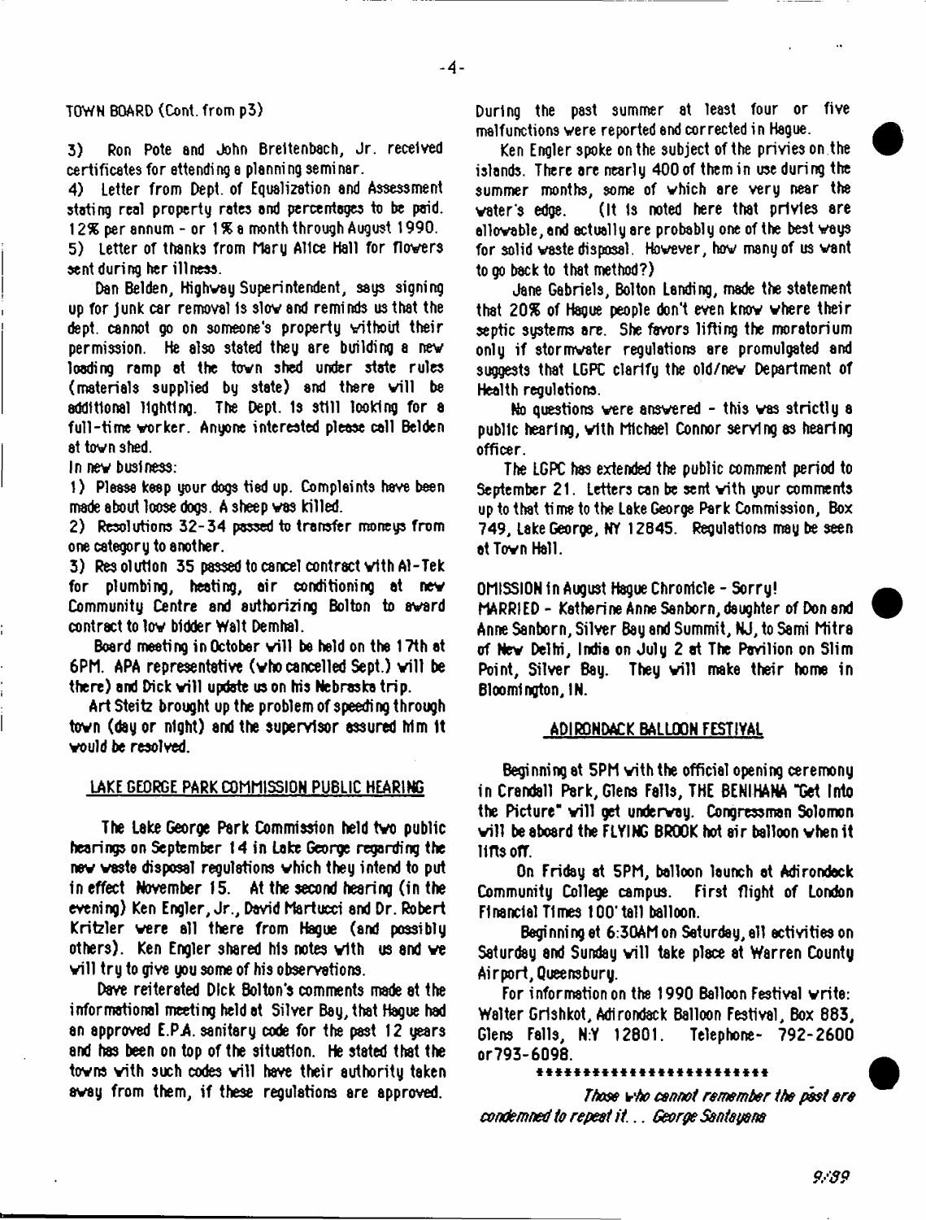TOWN BOARD (Cont. from p3)

3) Ron Pote and John Breitenbach, Jr. received certificates for attending a planning seminar.

4) Letter from Dept. of Equalization and Assessment stating real property rates and percentages to be paid. 12% per annum - or 1% a month through August 1990.

5) Letter of thanks from Mary Alice Hall for flowers sent during her illness.

Dan Belden, Highway Superintendent, says signing up for junk car removal is slow and reminds us that the dept. cannot go on someone's property without their permission. He also stated they are building a new loading ramp at the town shed under state rules (materials supplied by state) and there will be additional lighting. The Dept. is still looking for a full-time worker. Anyone interested please call Belden at town shed.

In new business:

1) Please keep your dogs tied up. Complaints have been made about loose dogs. A sheep was killed.

2) Resolutions 32-34 passed to transfer moneys from one category to another.

3) Resolution 35 passed to cancel contract with Al-Tek for plumbing, heating, air conditioning at new Community Centre and authorizing Bolton to award contract to low bidder Walt Demhal.

Board meeting in October will be held on the 17th at 6PM. APA representative (who cancelled Sept.) will be there) and Dick will update us on his Nebraska trip.

Art Steitz brought up the problem of speeding through town (day or night) and the supervisor assured him it would be resolved.

## LAKE GEORGE PARK COMMISSION PUBLIC HEARING

The Lake George Park Commission held two public hearings on September 14 in Lake George regarding the new waste disposal regulations which they intend to put in effect November 15. At the second hearing (in the evening) Ken Engler, Jr., David Martucci and Dr. Robert Kritzler were all there from Hague (and possibly others). Ken Engler shared his notes with us and we will try to give you some of his observations.

Dave reiterated Dick Bolton's comments made at the informational meeting held at Silver Bay, that Hague had an approved E.P.A. sanitary code for the past 12 years and has been on top of the situation. He stated that the towns with such codes will have their authority taken away from them, if these regulations are approved. During the past summer at least four or five malfunctions were reported and corrected in Hague.

Ken Engler spoke on the subject of the privies on the islands. There are nearly 400 of them in use during the summer months, some of which are very near the water's edge. (It is noted here that privies are allowable, and actually are probably one of the best ways for solid waste disposal. However, how many of us want to go back to that method?)

Jane Gabriels, Bolton Landing, made the statement that 20% of Hague people don't even know where their septic systems are. She favors lifting the moratorium only if stormwater regulations are promulgated and suggests that LGPC clarify the old/new Department of Health regulations.

No questions were answered - this was strictly a public hearing, with Michael Connor serving as hearing officer.

The LGPC has extended the public comment period to September 21. Letters can be sent with your comments up to that time to the Lake George Park Commission, Box 749, Lake George, NY 12845. Regulations may be seen at Town Hall.

OMISSION in August Hague Chronicle - Sorry!

MARRIED - Katherine Anne Sanborn, daughter of Don and Anne Sanborn, Silver Bay and Summit, NJ, to Sami Mitra of New Delhi, India on July 2 at The Pavilion on Slim Point, Silver Bay. They will make their home in Bloomington, IN.

## ADIRONDACK BALLOON FESTIVAL

Beginning at 5PM with the official opening ceremony in Crandall Park, Glens Falls, THE BENIHANA "Get Into the Picture" will get underway. Congressman Solomon will be aboard the FLYING BROOK hot air balloon when it lifts off.

On Friday at 5PM, balloon launch at Adirondack Community College campus. First flight of London Financial Times 100' tall balloon.

Beginning at 6:30AM on Saturday, all activities on Saturday and Sunday will take place at Warren County Airport, Queensbury.

For information on the 1990 Balloon Festival write: Walter Grishkot, Adirondack Balloon Festival, Box 883, Glens Falls, N.Y 12801. Telephone- 792-2600 or 793-6098.

\*\*\*\*\*\*\*\*\*\*\*\*\*\*\*\*\*\*\*\*\*\*\*\*\*

*Those who cannot remember the past are condemned to repeat it... George Santayana*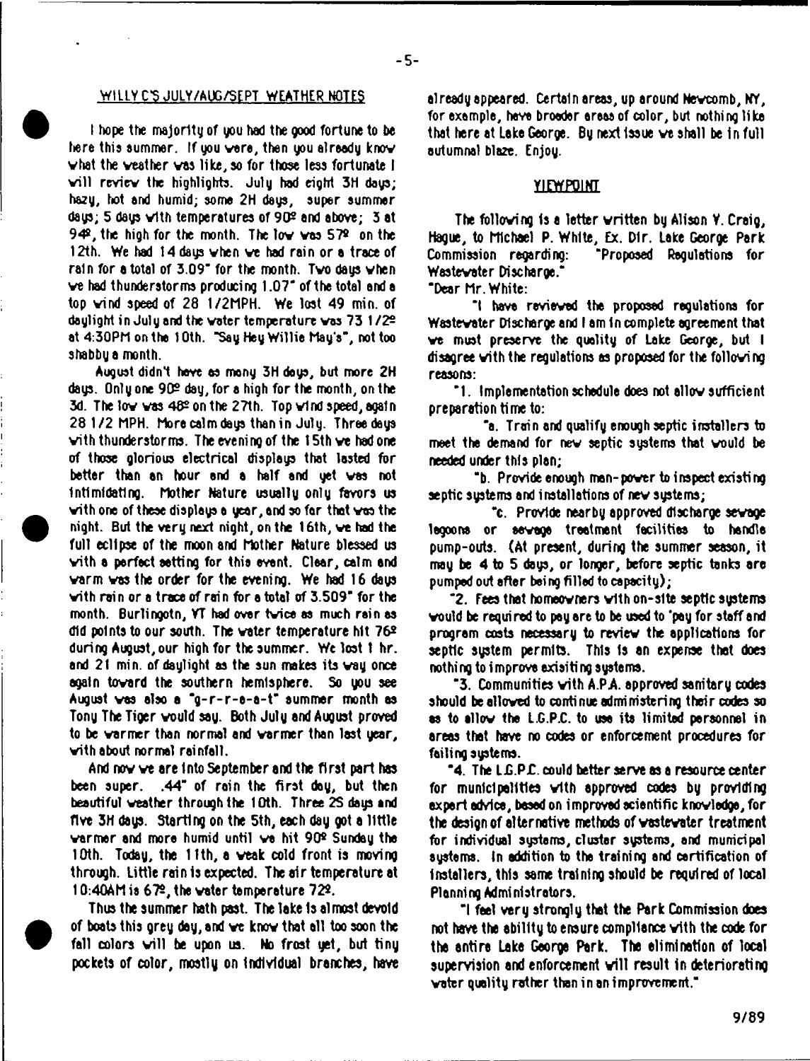## WILLY C'S JULY/AUG/SEPT WEATHER NOTES

I hope the majority of you had the good fortune to be here this summer. If you were, then you already know what the weather was like, so for those less fortunate I will review the highlights. July had eight 3H days; hazy, hot and humid; some 2H days, super summer days; 5 days with temperatures of 90º and above; 3 at 94º, the high for the month. The low was 57º on the 12th. We had 14 days when we had rain or a trace of rain for a total of 3.09" for the month. Two days when we had thunderstorms producing 1.07" of the total and a top wind speed of 28 1/2MPH. We lost 49 min. of daylight in July and the water temperature was 73 1/2º at 4:30PM on the 10th. "Say Hey Willie May's", not too shabby a month.

August didn't have as many 3H days, but more 2H days. Only one 90º day, for a high for the month, on the 3d. The low was 48º on the 27th. Top wind speed, again 28 1/2 MPH. More calm days than in July. Three days with thunderstorms. The evening of the 15th we had one of those glorious electrical displays that lasted for better than an hour and a half and yet was not intimidating. Mother Nature usually only favors us with one of these displays a year, and so far that was the night. But the very next night, on the 16th, we had the full eclipse of the moon and Mother Nature blessed us with a perfect setting for this event. Clear, calm and warm was the order for the evening. We had 16 days with rain or a trace of rain for a total of 3.509" for the month. Burlingotn, VT had over twice as much rain as did points to our south. The water temperature hit 76º during August, our high for the summer. We lost 1 hr. and 21 min. of daylight as the sun makes its way once again toward the southern hemisphere. So you see August was also a "g-r-r-e-a-t" summer month as Tony The Tiger would say. Both July and August proved to be warmer than normal and warmer than last year, with about normal rainfall.

And now we are into September and the first part has been super. .44" of rain the first day, but then beautiful weather through the 10th. Three 2S days and five 3H days. Starting on the 5th, each day got a little warmer and more humid until we hit 90º Sunday the 10th. Today, the 11th, a weak cold front is moving through. Little rain is expected. The air temperature at 10:40AM is 67º, the water temperature 72º.

Thus the summer hath past. The lake is almost devoid of boats this grey day, and we know that all too soon the fall colors will be upon us. No frost yet, but tiny pockets of color, mostly on individual branches, have already appeared. Certain areas, up around Newcomb, NY, for example, have broader areas of color, but nothing like that here at Lake George. By next issue we shall be in full autumnal blaze. Enjoy.

## VIEWPOINT

The following is a letter written by Alison V. Craig, Hague, to Michael P. White, Ex. Dir. Lake George Park Commission regarding: "Proposed Regulations for Wastewater Discharge."

"Dear Mr. White:

"I have reviewed the proposed regulations for Wastewater Discharge and I am in complete agreement that we must preserve the quality of Lake George, but I disagree with the regulations as proposed for the following reasons:

"1. Implementation schedule does not allow sufficient preparation time to:

"a. Train and qualify enough septic installers to meet the demand for new septic systems that would be needed under this plan;

"b. Provide enough man-power to inspect existing septic systems and installations of new systems;

"c. Provide nearby approved discharge sewage lagoons or sewage treatment facilities to handle pump-outs. (At present, during the summer season, it may be 4 to 5 days, or longer, before septic tanks are pumped out after being filled to capacity);

"2. Fees that homeowners with on-site septic systems would be required to pay are to be used to 'pay for staff and program costs necessary to review the applications for septic system permits. This is an expense that does nothing to improve exisiting systems.

"3. Communities with A.P.A. approved sanitary codes should be allowed to continue administering their codes so as to allow the L.G.P.C. to use its limited personnel in areas that have no codes or enforcement procedures for failing systems.

"4. The L.G.P.C. could better serve as a resource center for municipalities with approved codes by providing expert advice, based on improved scientific knowledge, for the design of alternative methods of wastewater treatment for individual systems, cluster systems, and municipal systems. In addition to the training and certification of installers, this same training should be required of local Planning Administrators.

"I feel very strongly that the Park Commission does not have the ability to ensure compliance with the code for the entire Lake George Park. The elimination of local supervision and enforcement will result in deteriorating water quality rather than in an improvement."

9/89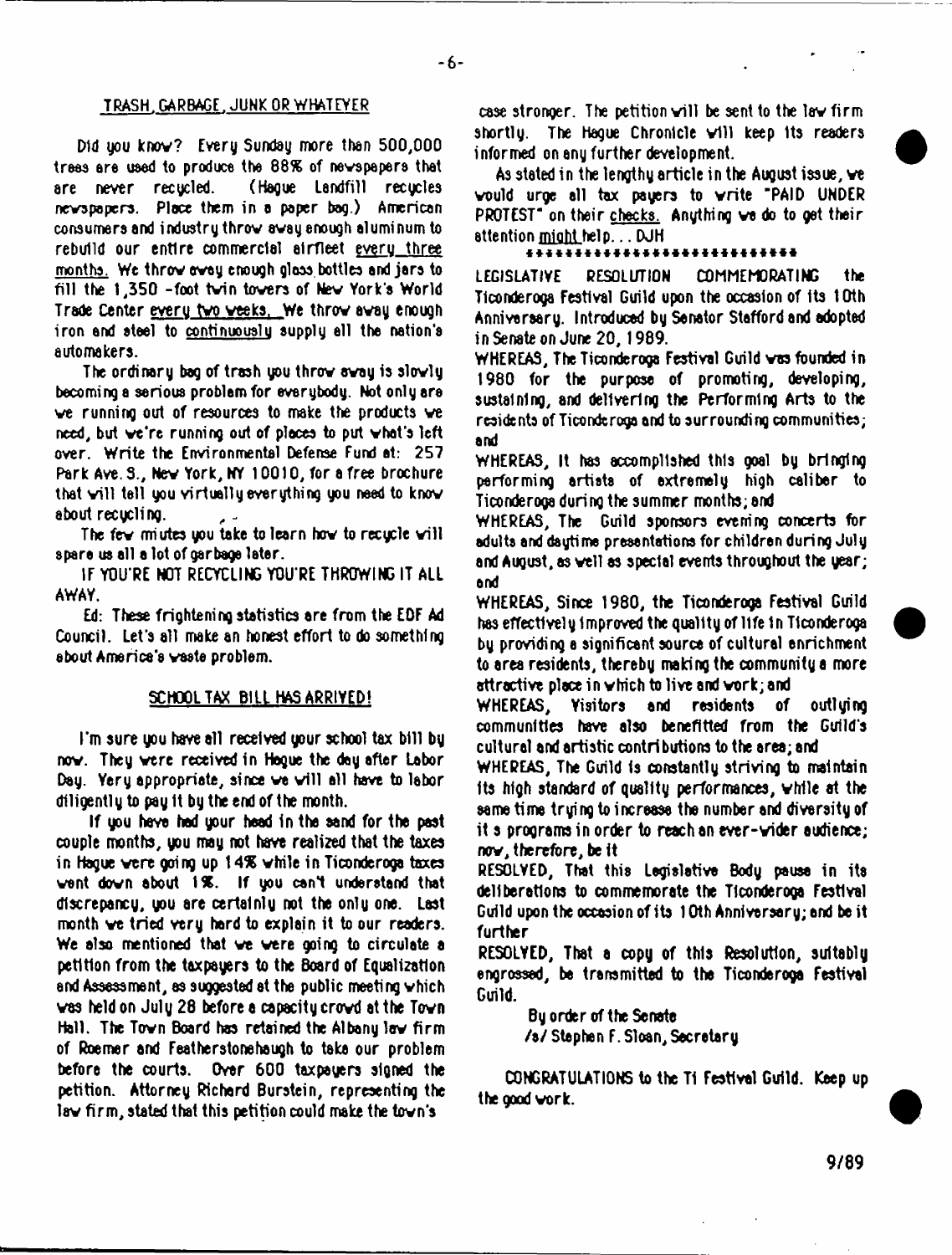## TRASH, GARBAGE, JUNK OR WHATEVER

Did you know? Every Sunday more than 500,000 trees are used to produce the 88% of newspapers that are never recycled. (Hague Landfill recycles newspapers. Place them in a paper bag.) American consumers and industry throw away enough aluminum to rebuild our entire commercial airfleet every three months. We throw away enough glass bottles and jars to fill the 1,350 -foot twin towers of New York's World Trade Center every two weeks. We throw away enough iron and steel to continuously supply all the nation's automakers.

The ordinary bag of trash you throw away is slowly becoming a serious problem for everybody. Not only are we running out of resources to make the products we need, but we're running out of places to put what's left over. Write the Environmental Defense Fund at: 257 Park Ave. S., New York, NY 10010, for a free brochure that will tell you virtually everything you need to know about recycling.

The few miutes you take to learn how to recycle will spare us all a lot of garbage later.

IF YOU'RE NOT RECYCLING YOU'RE THROWING IT ALL AWAY.

Ed: These frightening statistics are from the EDF Ad Council. Let's all make an honest effort to do something about America's waste problem.

## SCHOOL TAX BILL HAS ARRIVED!

I'm sure you have all received your school tax bill by now. They were received in Hague the day after Labor Day. Very appropriate, since we will all have to labor diligently to pay it by the end of the month.

If you have had your head in the sand for the past couple months, you may not have realized that the taxes in Hague were going up 14% while in Ticonderoga taxes went down about 1%. If you can't understand that discrepancy, you are certainly not the only one. Last month we tried very hard to explain it to our readers. We also mentioned that we were going to circulate a petition from the taxpayers to the Board of Equalization and Assessment, as suggested at the public meeting which was held on July 28 before a capacity crowd at the Town Hall. The Town Board has retained the Albany law firm of Roemer and Featherstonehaugh to take our problem before the courts. Over 600 taxpayers signed the petition. Attorney Richard Burstein, representing the law firm, stated that this petition could make the town's case stronger. The petition will be sent to the law firm shortly. The Hague Chronicle will keep its readers informed on any further development.

As stated in the lengthy article in the August issue, we would urge all tax payers to write "PAID UNDER PROTEST" on their checks. Anything we do to get their attention might help... DJH

***************************

LEGISLATIVE RESOLUTION COMMEMORATING the Ticonderoga Festival Guild upon the occasion of its 10th Anniversary. Introduced by Senator Stafford and adopted in Senate on June 20, 1989.

WHEREAS, The Ticonderoga Festival Guild was founded in 1980 for the purpose of promoting, developing, sustaining, and delivering the Performing Arts to the residents of Ticonderoga and to surrounding communities; and

WHEREAS, It has accomplished this goal by bringing performing artists of extremely high caliber to Ticonderoga during the summer months; and

WHEREAS, The Guild sponsors evening concerts for adults and daytime presentations for children during July and August, as well as special events throughout the year; and

WHEREAS, Since 1980, the Ticonderoga Festival Guild has effectively improved the quality of life in Ticonderoga by providing a significant source of cultural enrichment to area residents, thereby making the community a more attractive place in which to live and work; and

WHEREAS, Visitors and residents of outlying communities have also benefitted from the Guild's cultural and artistic contributions to the area; and

WHEREAS, The Guild is constantly striving to maintain its high standard of quality performances, while at the same time trying to increase the number and diversity of it s programs in order to reach an ever-wider audience; now, therefore, be it

RESOLVED, That this Legislative Body pause in its deliberations to commemorate the Ticonderoga Festival Guild upon the occasion of its 10th Anniversary; and be it further

RESOLVED, That a copy of this Resolution, suitably engrossed, be transmitted to the Ticonderoga Festival Guild.

By order of the Senate
/s/ Stephen F. Sloan, Secretary

CONGRATULATIONS to the Ti Festival Guild. Keep up the good work.

9/89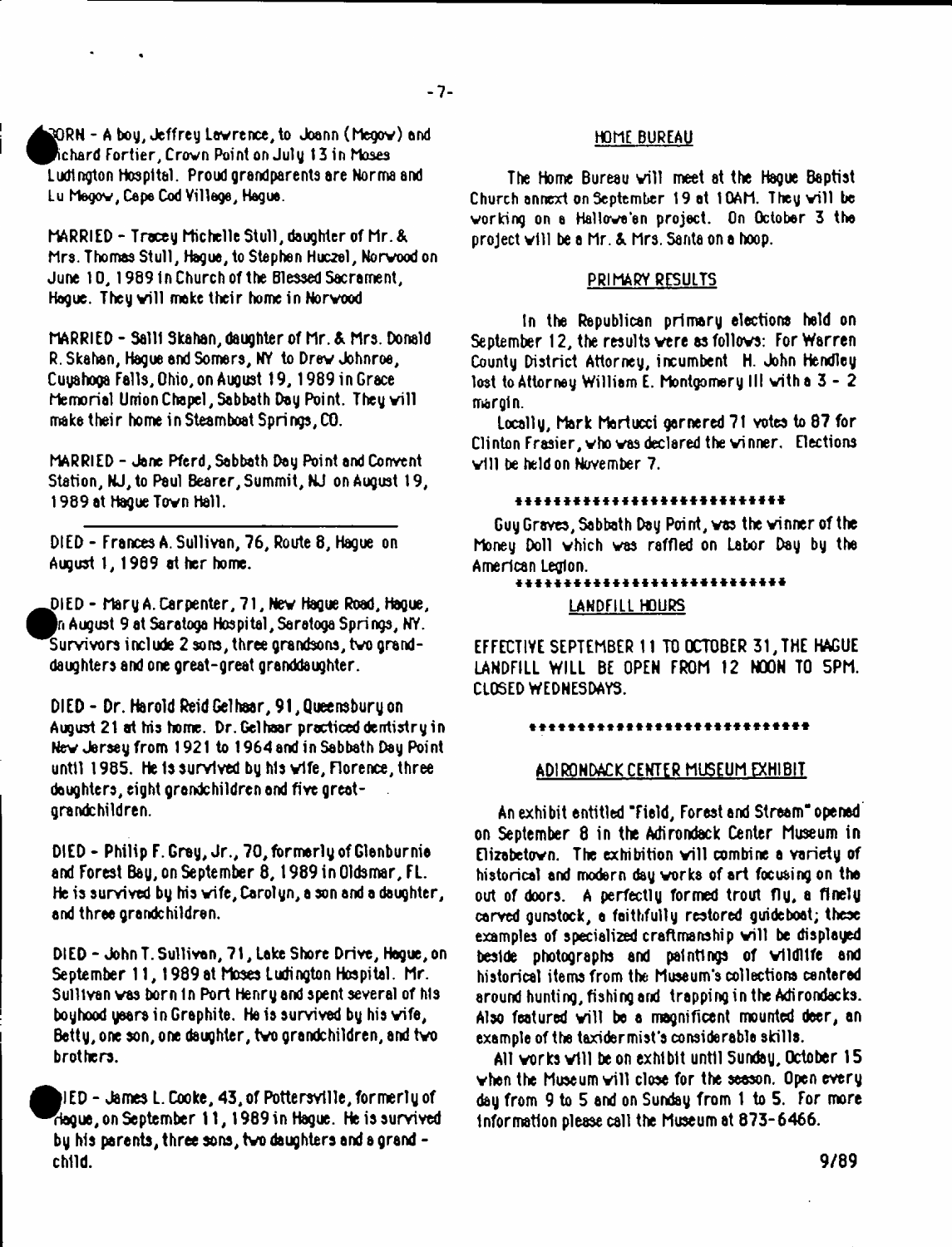BORN - A boy, Jeffrey Lawrence, to Joann (Megow) and Richard Fortier, Crown Point on July 13 in Moses Ludington Hospital. Proud grandparents are Norma and Lu Megow, Cape Cod Village, Hague.

MARRIED - Tracey Michelle Stull, daughter of Mr. & Mrs. Thomas Stull, Hague, to Stephen Huczel, Norwood on June 10, 1989 in Church of the Blessed Sacrament, Hague. They will make their home in Norwood

MARRIED - Salli Skahan, daughter of Mr. & Mrs. Donald R. Skahan, Hague and Somers, NY to Drew Johnroe, Cuyahoga Falls, Ohio, on August 19, 1989 in Grace Memorial Union Chapel, Sabbath Day Point. They will make their home in Steamboat Springs, CO.

MARRIED - Jane Pferd, Sabbath Day Point and Convent Station, NJ, to Paul Bearer, Summit, NJ on August 19, 1989 at Hague Town Hall.

---

DIED - Frances A. Sullivan, 76, Route 8, Hague on August 1, 1989 at her home.

DIED - Mary A. Carpenter, 71, New Hague Road, Hague, on August 9 at Saratoga Hospital, Saratoga Springs, NY. Survivors include 2 sons, three grandsons, two granddaughters and one great-great granddaughter.

DIED - Dr. Harold Reid Gelhaar, 91, Queensbury on August 21 at his home. Dr. Gelhaar practiced dentistry in New Jersey from 1921 to 1964 and in Sabbath Day Point until 1985. He is survived by his wife, Florence, three daughters, eight grandchildren and five great-grandchildren.

DIED - Philip F. Grey, Jr., 70, formerly of Glenburnie and Forest Bay, on September 8, 1989 in Oldsmar, FL. He is survived by his wife, Carolyn, a son and a daughter, and three grandchildren.

DIED - John T. Sullivan, 71, Lake Shore Drive, Hague, on September 11, 1989 at Moses Ludington Hospital. Mr. Sullivan was born in Port Henry and spent several of his boyhood years in Graphite. He is survived by his wife, Betty, one son, one daughter, two grandchildren, and two brothers.

DIED - James L. Cooke, 43, of Pottersville, formerly of Hague, on September 11, 1989 in Hague. He is survived by his parents, three sons, two daughters and a grand - child.

## HOME BUREAU

The Home Bureau will meet at the Hague Baptist Church annext on September 19 at 10AM. They will be working on a Hallowe'en project. On October 3 the project will be a Mr. & Mrs. Santa on a hoop.

## PRIMARY RESULTS

In the Republican primary elections held on September 12, the results were as follows: For Warren County District Attorney, incumbent H. John Hendley lost to Attorney William E. Montgomery III with a 3 - 2 margin.

Locally, Mark Martucci garnered 71 votes to 87 for Clinton Frasier, who was declared the winner. Elections will be held on November 7.

****************************

Guy Graves, Sabbath Day Point, was the winner of the Money Doll which was raffled on Labor Day by the American Legion.

****************************

## LANDFILL HOURS

EFFECTIVE SEPTEMBER 11 TO OCTOBER 31, THE HAGUE LANDFILL WILL BE OPEN FROM 12 NOON TO 5PM. CLOSED WEDNESDAYS.

****************************

## ADIRONDACK CENTER MUSEUM EXHIBIT

An exhibit entitled "Field, Forest and Stream" opened on September 8 in the Adirondack Center Museum in Elizabetown. The exhibition will combine a variety of historical and modern day works of art focusing on the out of doors. A perfectly formed trout fly, a finely carved gunstock, a faithfully restored guideboat; these examples of specialized craftmanship will be displayed beside photographs and paintings of wildlife and historical items from the Museum's collections centered around hunting, fishing and trapping in the Adirondacks. Also featured will be a magnificent mounted deer, an example of the taxidermist's considerable skills.

All works will be on exhibit until Sunday, October 15 when the Museum will close for the season. Open every day from 9 to 5 and on Sunday from 1 to 5. For more information please call the Museum at 873-6466.

9/89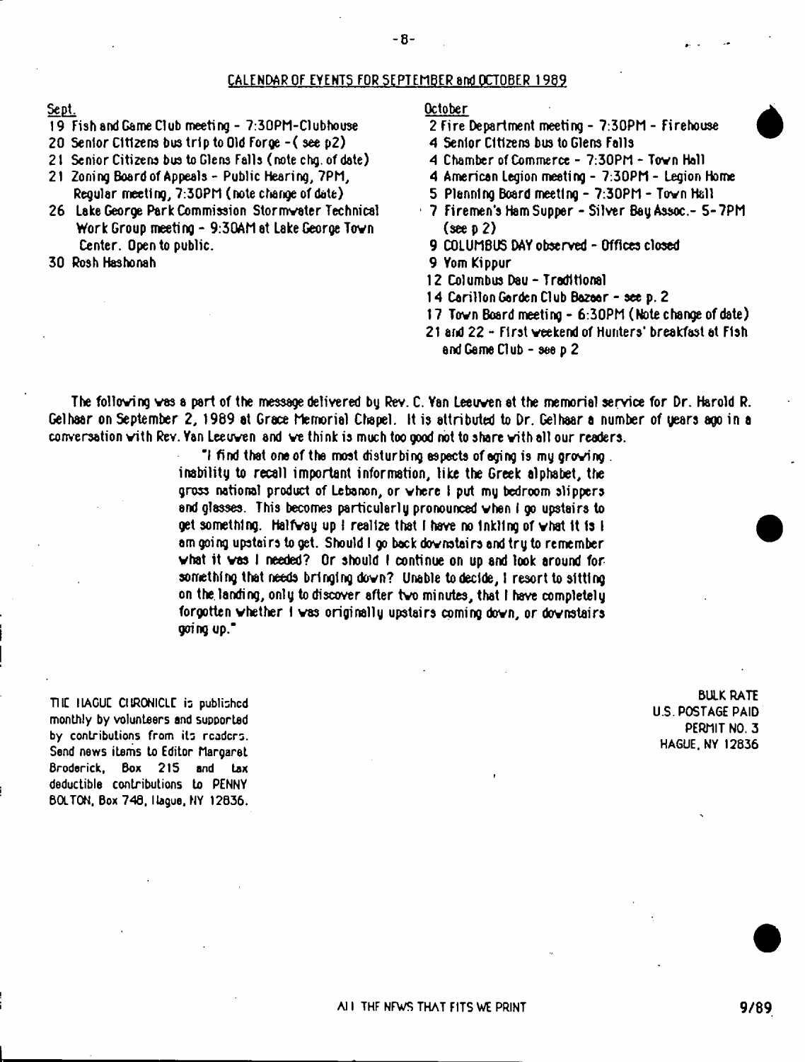## CALENDAR OF EVENTS FOR SEPTEMBER and OCTOBER 1989

**Sept.**

- 19 Fish and Game Club meeting - 7:30PM-Clubhouse
- 20 Senior Citizens bus trip to Old Forge -( see p2)
- 21 Senior Citizens bus to Glens Falls (note chg. of date)
- 21 Zoning Board of Appeals - Public Hearing, 7PM, Regular meeting, 7:30PM (note change of date)
- 26 Lake George Park Commission Stormwater Technical Work Group meeting - 9:30AM at Lake George Town Center. Open to public.
- 30 Rosh Hashonah

**October**

- 2 Fire Department meeting - 7:30PM - Firehouse
- 4 Senior Citizens bus to Glens Falls
- 4 Chamber of Commerce - 7:30PM - Town Hall
- 4 American Legion meeting - 7:30PM - Legion Home
- 5 Planning Board meeting - 7:30PM - Town Hall
- 7 Firemen's Ham Supper - Silver Bay Assoc.- 5-7PM (see p 2)
- 9 COLUMBUS DAY observed - Offices closed
- 9 Yom Kippur
- 12 Columbus Day - Traditional
- 14 Carillon Garden Club Bazaar - see p. 2
- 17 Town Board meeting - 6:30PM (Note change of date)
- 21 and 22 - First weekend of Hunters' breakfast at Fish and Game Club - see p 2

The following was a part of the message delivered by Rev. C. Van Leeuwen at the memorial service for Dr. Harold R. Gelhaar on September 2, 1989 at Grace Memorial Chapel. It is attributed to Dr. Gelhaar a number of years ago in a conversation with Rev. Van Leeuwen and we think is much too good not to share with all our readers.

> "I find that one of the most disturbing aspects of aging is my growing inability to recall important information, like the Greek alphabet, the gross national product of Lebanon, or where I put my bedroom slippers and glasses. This becomes particularly pronounced when I go upstairs to get something. Halfway up I realize that I have no inkling of what it is I am going upstairs to get. Should I go back downstairs and try to remember what it was I needed? Or should I continue on up and look around for something that needs bringing down? Unable to decide, I resort to sitting on the landing, only to discover after two minutes, that I have completely forgotten whether I was originally upstairs coming down, or downstairs going up."

THE HAGUE CHRONICLE is published monthly by volunteers and supported by contributions from its readers. Send news items to Editor Margaret Broderick, Box 215 and tax deductible contributions to PENNY BOLTON, Box 748, Hague, NY 12836.

BULK RATE
U.S. POSTAGE PAID
PERMIT NO. 3
HAGUE, NY 12836

ALL THE NEWS THAT FITS WE PRINT